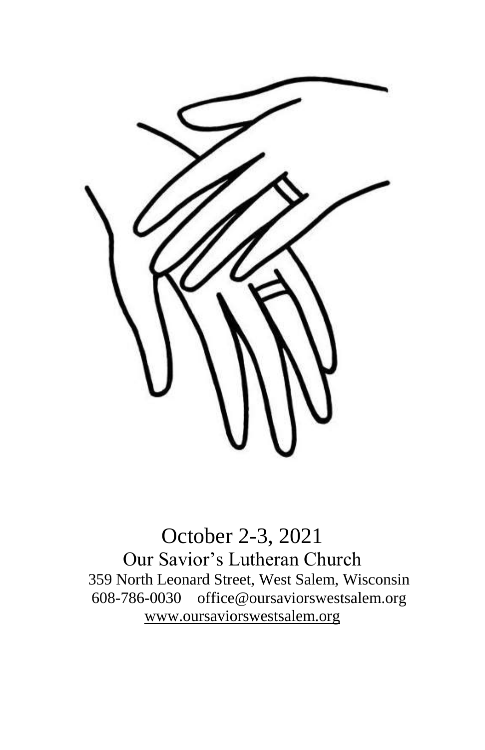October 2-3, 2021

Our Savior's Lutheran Church

359 North Leonard Street, West Salem, Wisconsin

608-786-0030 office@oursaviorswestsalem.org

www.oursaviorswestsalem.org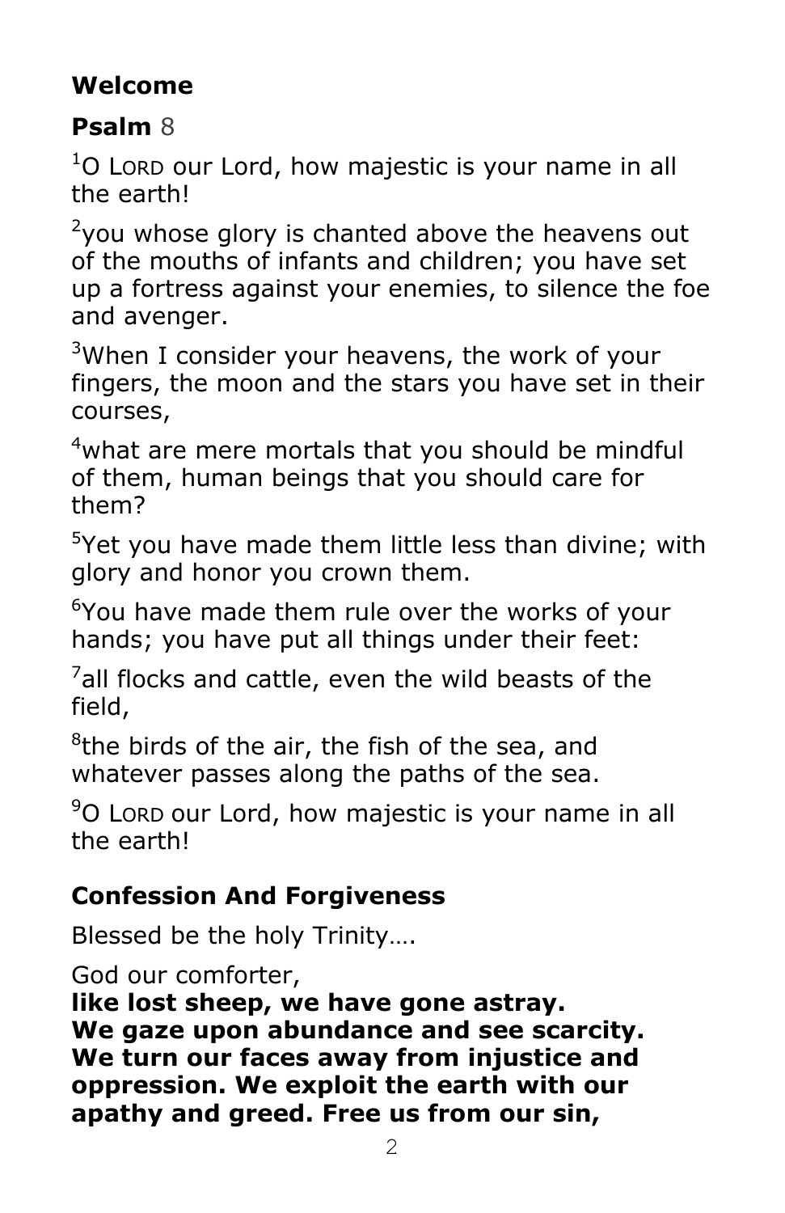## Welcome

## **Psalm** 8

[1]O LORD our Lord, how majestic is your name in all the earth!

[2]you whose glory is chanted above the heavens out of the mouths of infants and children; you have set up a fortress against your enemies, to silence the foe and avenger.

[3]When I consider your heavens, the work of your fingers, the moon and the stars you have set in their courses,

[4]what are mere mortals that you should be mindful of them, human beings that you should care for them?

[5]Yet you have made them little less than divine; with glory and honor you crown them.

[6]You have made them rule over the works of your hands; you have put all things under their feet:

[7]all flocks and cattle, even the wild beasts of the field,

[8]the birds of the air, the fish of the sea, and whatever passes along the paths of the sea.

[9]O LORD our Lord, how majestic is your name in all the earth!

## Confession And Forgiveness

Blessed be the holy Trinity….

God our comforter,
**like lost sheep, we have gone astray. We gaze upon abundance and see scarcity. We turn our faces away from injustice and oppression. We exploit the earth with our apathy and greed. Free us from our sin,**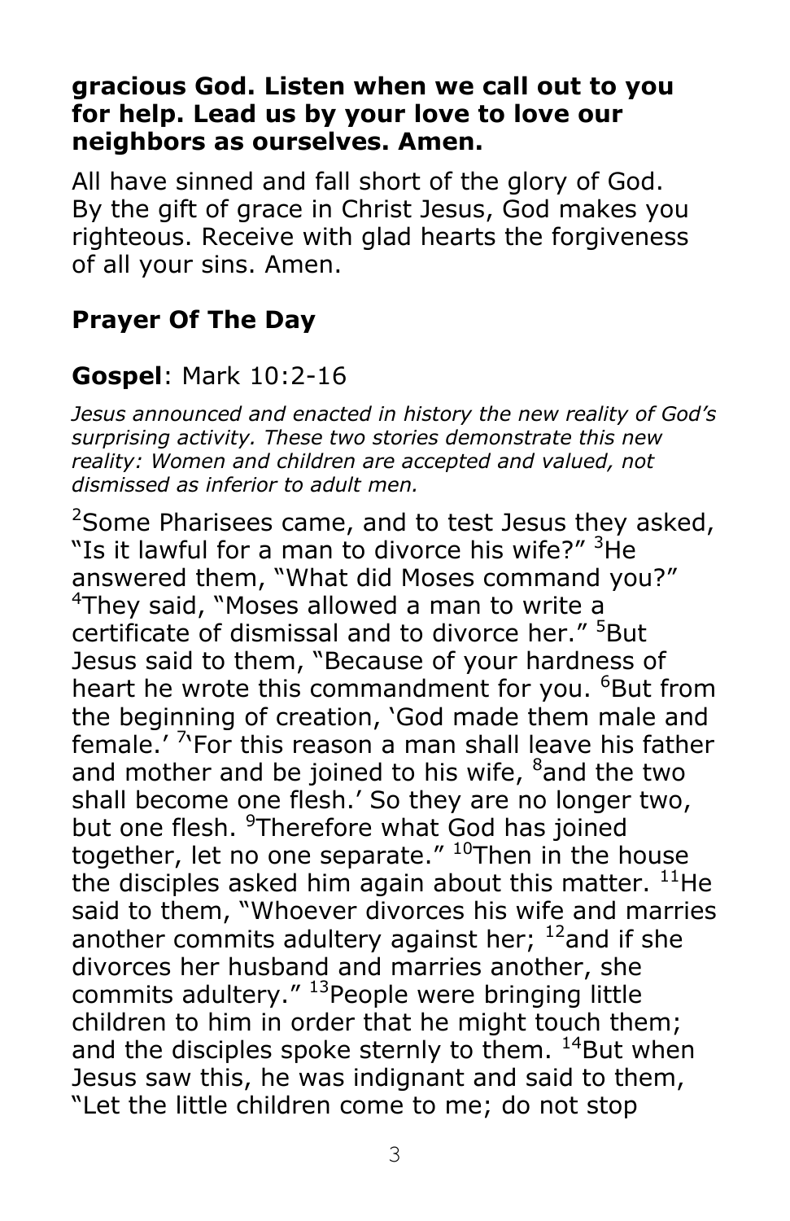**gracious God. Listen when we call out to you for help. Lead us by your love to love our neighbors as ourselves. Amen.**

All have sinned and fall short of the glory of God. By the gift of grace in Christ Jesus, God makes you righteous. Receive with glad hearts the forgiveness of all your sins. Amen.

## Prayer Of The Day

## Gospel: Mark 10:2-16

*Jesus announced and enacted in history the new reality of God's surprising activity. These two stories demonstrate this new reality: Women and children are accepted and valued, not dismissed as inferior to adult men.*

[2]Some Pharisees came, and to test Jesus they asked, "Is it lawful for a man to divorce his wife?" [3]He answered them, "What did Moses command you?" [4]They said, "Moses allowed a man to write a certificate of dismissal and to divorce her." [5]But Jesus said to them, "Because of your hardness of heart he wrote this commandment for you. [6]But from the beginning of creation, 'God made them male and female.' [7]'For this reason a man shall leave his father and mother and be joined to his wife, [8]and the two shall become one flesh.' So they are no longer two, but one flesh. [9]Therefore what God has joined together, let no one separate." [10]Then in the house the disciples asked him again about this matter. [11]He said to them, "Whoever divorces his wife and marries another commits adultery against her; [12]and if she divorces her husband and marries another, she commits adultery." [13]People were bringing little children to him in order that he might touch them; and the disciples spoke sternly to them. [14]But when Jesus saw this, he was indignant and said to them, "Let the little children come to me; do not stop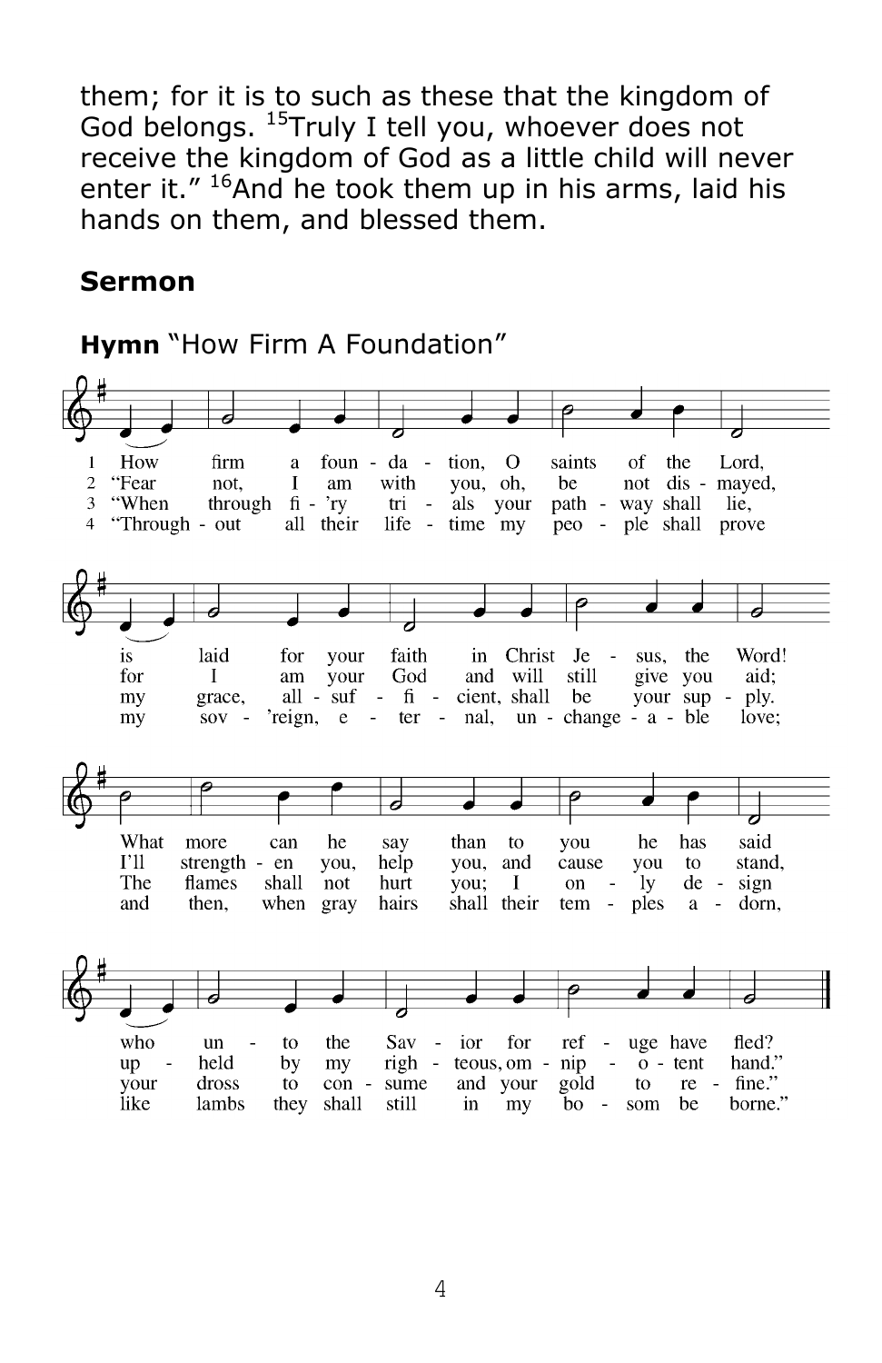them; for it is to such as these that the kingdom of God belongs. [15]Truly I tell you, whoever does not receive the kingdom of God as a little child will never enter it." [16]And he took them up in his arms, laid his hands on them, and blessed them.

## Sermon

**Hymn** "How Firm A Foundation"

1 How firm a foundation, O saints of the Lord, is laid for your faith in Christ Jesus, the Word! What more can he say than to you he has said who unto the Savior for refuge have fled?

2 "Fear not, I am with you, oh, be not dismayed, for I am your God and will still give you aid; I'll strengthen you, help you, and cause you to stand, upheld by my righteous, omnipotent hand."

3 "When through fi'ry trials your pathway shall lie, my grace, all-sufficient, shall be your supply. The flames shall not hurt you; I only design your dross to consume and your gold to refine."

4 "Throughout all their lifetime my people shall prove my sov'reign, eternal, unchangeable love; and then, when gray hairs shall their temples adorn, like lambs they shall still in my bosom be borne."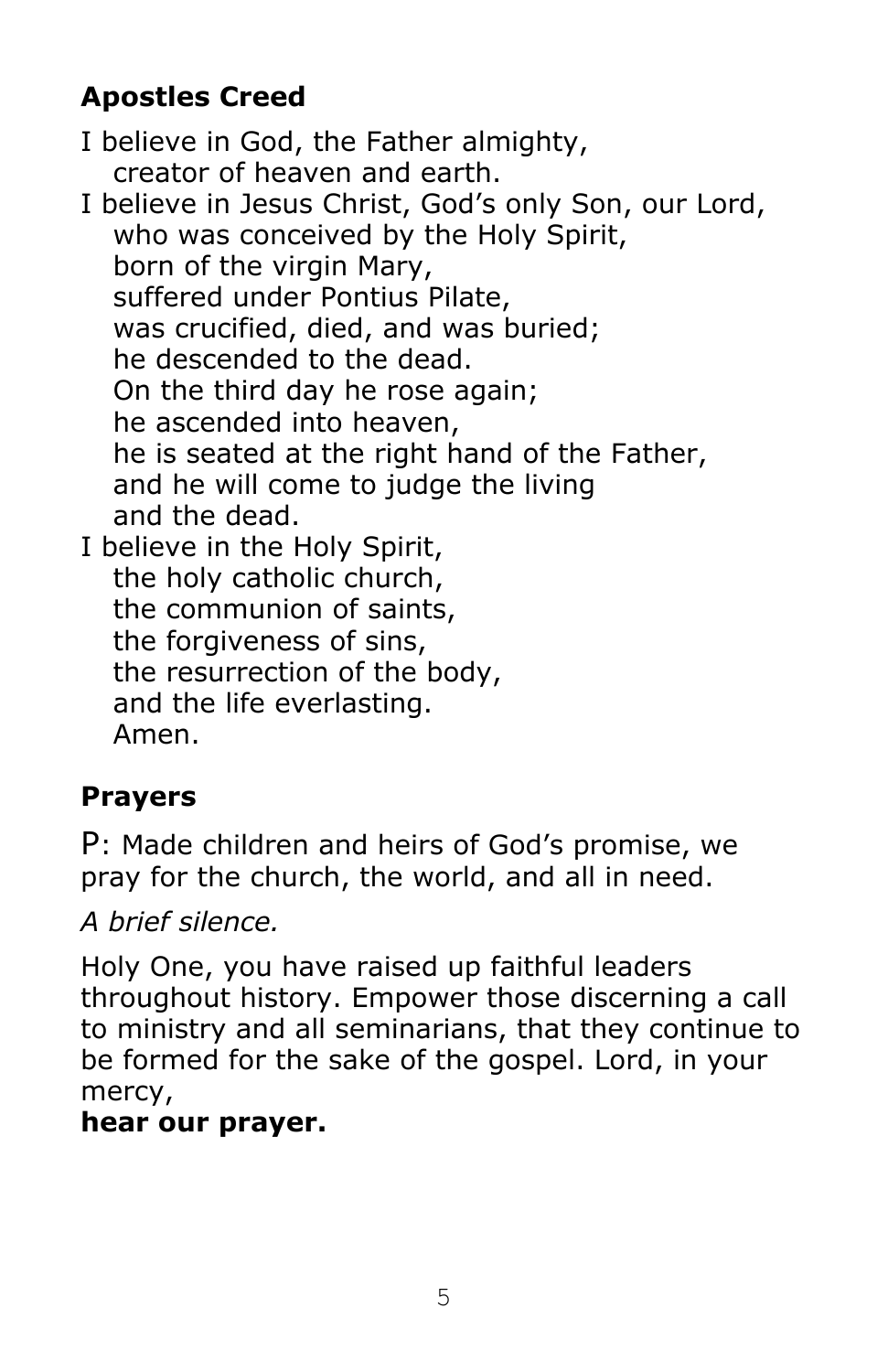## Apostles Creed

I believe in God, the Father almighty,  
  creator of heaven and earth.  
I believe in Jesus Christ, God's only Son, our Lord,  
  who was conceived by the Holy Spirit,  
  born of the virgin Mary,  
  suffered under Pontius Pilate,  
  was crucified, died, and was buried;  
  he descended to the dead.  
  On the third day he rose again;  
  he ascended into heaven,  
  he is seated at the right hand of the Father,  
  and he will come to judge the living  
  and the dead.  
I believe in the Holy Spirit,  
  the holy catholic church,  
  the communion of saints,  
  the forgiveness of sins,  
  the resurrection of the body,  
  and the life everlasting.  
  Amen.

## Prayers

P: Made children and heirs of God's promise, we pray for the church, the world, and all in need.

*A brief silence.*

Holy One, you have raised up faithful leaders throughout history. Empower those discerning a call to ministry and all seminarians, that they continue to be formed for the sake of the gospel. Lord, in your mercy,  
**hear our prayer.**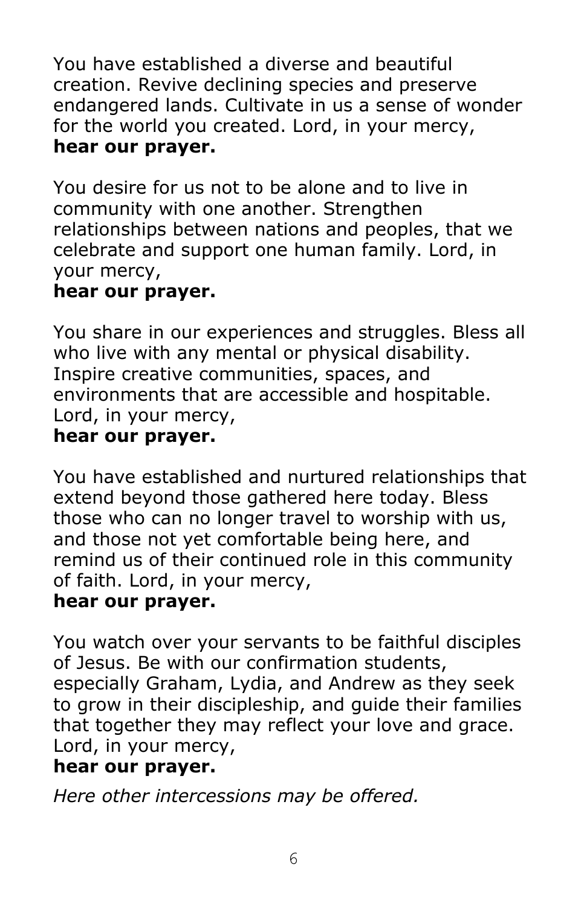You have established a diverse and beautiful creation. Revive declining species and preserve endangered lands. Cultivate in us a sense of wonder for the world you created. Lord, in your mercy,
**hear our prayer.**

You desire for us not to be alone and to live in community with one another. Strengthen relationships between nations and peoples, that we celebrate and support one human family. Lord, in your mercy,
**hear our prayer.**

You share in our experiences and struggles. Bless all who live with any mental or physical disability. Inspire creative communities, spaces, and environments that are accessible and hospitable. Lord, in your mercy,
**hear our prayer.**

You have established and nurtured relationships that extend beyond those gathered here today. Bless those who can no longer travel to worship with us, and those not yet comfortable being here, and remind us of their continued role in this community of faith. Lord, in your mercy,
**hear our prayer.**

You watch over your servants to be faithful disciples of Jesus. Be with our confirmation students, especially Graham, Lydia, and Andrew as they seek to grow in their discipleship, and guide their families that together they may reflect your love and grace. Lord, in your mercy,
**hear our prayer.**

*Here other intercessions may be offered.*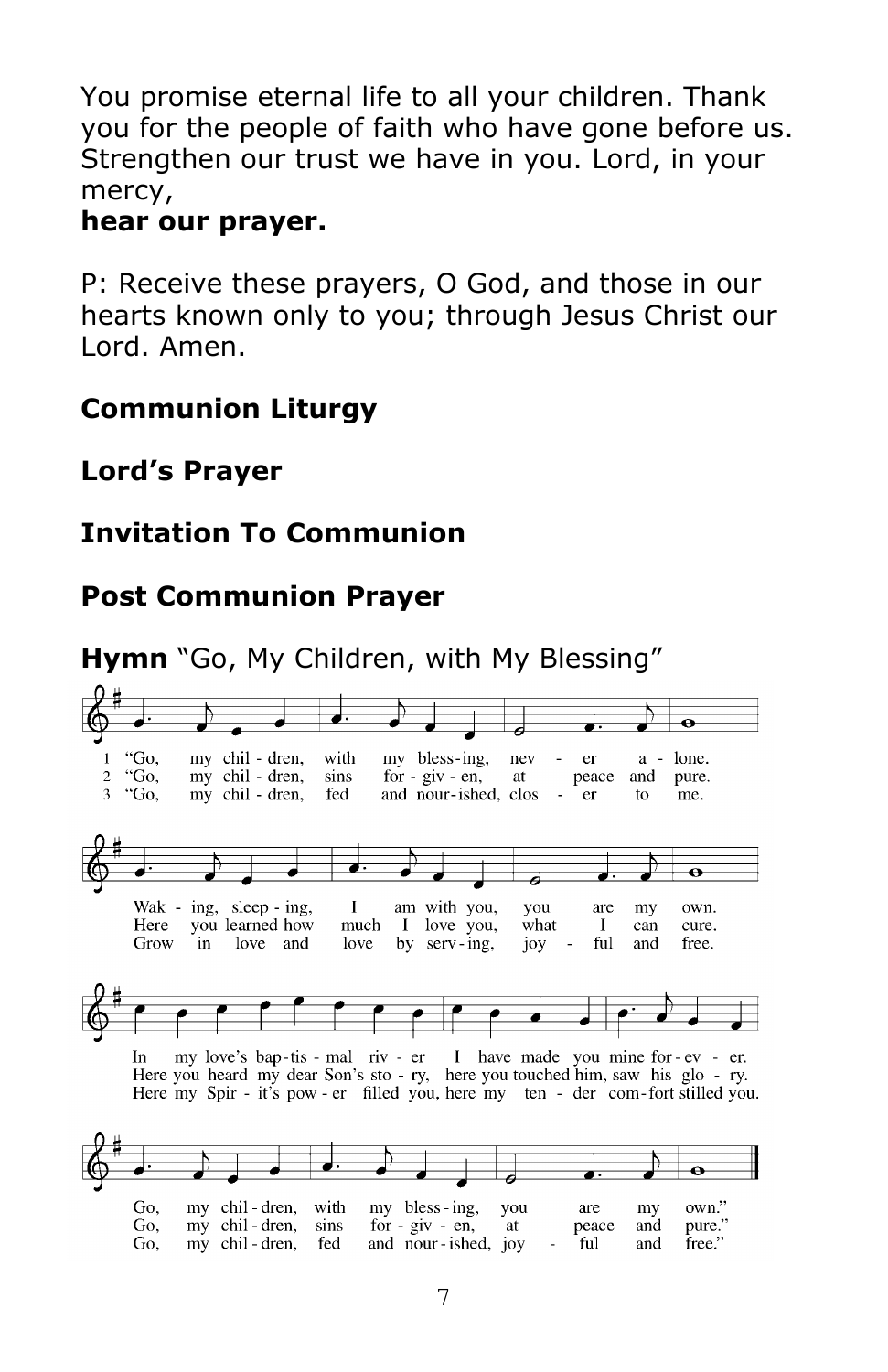You promise eternal life to all your children. Thank you for the people of faith who have gone before us. Strengthen our trust we have in you. Lord, in your mercy,

**hear our prayer.**

P: Receive these prayers, O God, and those in our hearts known only to you; through Jesus Christ our Lord. Amen.

**Communion Liturgy**

**Lord's Prayer**

**Invitation To Communion**

**Post Communion Prayer**

**Hymn** "Go, My Children, with My Blessing"

1 "Go, my chil - dren, with my bless - ing, nev - er a - lone.
Wak - ing, sleep - ing, I am with you, you are my own.
In my love's bap - tis - mal riv - er I have made you mine for - ev - er.
Go, my chil - dren, with my bless - ing, you are my own."

2 "Go, my chil - dren, sins for - giv - en, at peace and pure.
Here you learned how much I love you, what I can cure.
Here you heard my dear Son's sto - ry, here you touched him, saw his glo - ry.
Go, my chil - dren, sins for - giv - en, at peace and pure."

3 "Go, my chil - dren, fed and nour - ished, clos - er to me.
Grow in love and love by serv - ing, joy - ful and free.
Here my Spir - it's pow - er filled you, here my ten - der com - fort stilled you.
Go, my chil - dren, fed and nour - ished, joy - ful and free."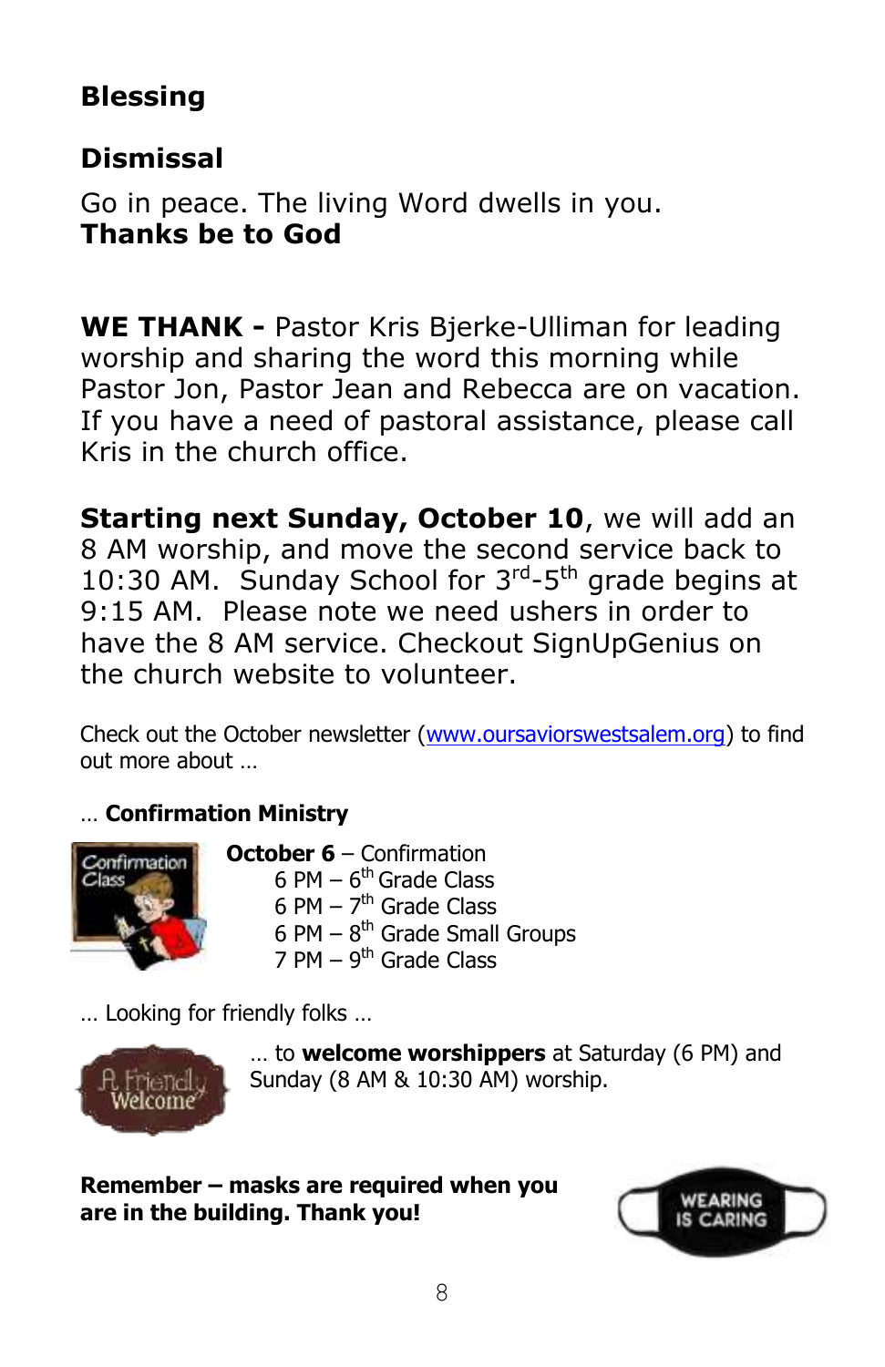## Blessing

## Dismissal

Go in peace. The living Word dwells in you.
**Thanks be to God**

**WE THANK -** Pastor Kris Bjerke-Ulliman for leading worship and sharing the word this morning while Pastor Jon, Pastor Jean and Rebecca are on vacation. If you have a need of pastoral assistance, please call Kris in the church office.

**Starting next Sunday, October 10**, we will add an 8 AM worship, and move the second service back to 10:30 AM. Sunday School for 3rd-5th grade begins at 9:15 AM. Please note we need ushers in order to have the 8 AM service. Checkout SignUpGenius on the church website to volunteer.

Check out the October newsletter ([www.oursaviorswestsalem.org](http://www.oursaviorswestsalem.org)) to find out more about …

… **Confirmation Ministry**

**October 6** – Confirmation
6 PM – 6th Grade Class
6 PM – 7th Grade Class
6 PM – 8th Grade Small Groups
7 PM – 9th Grade Class

… Looking for friendly folks …

… to **welcome worshippers** at Saturday (6 PM) and Sunday (8 AM & 10:30 AM) worship.

**Remember – masks are required when you are in the building. Thank you!**